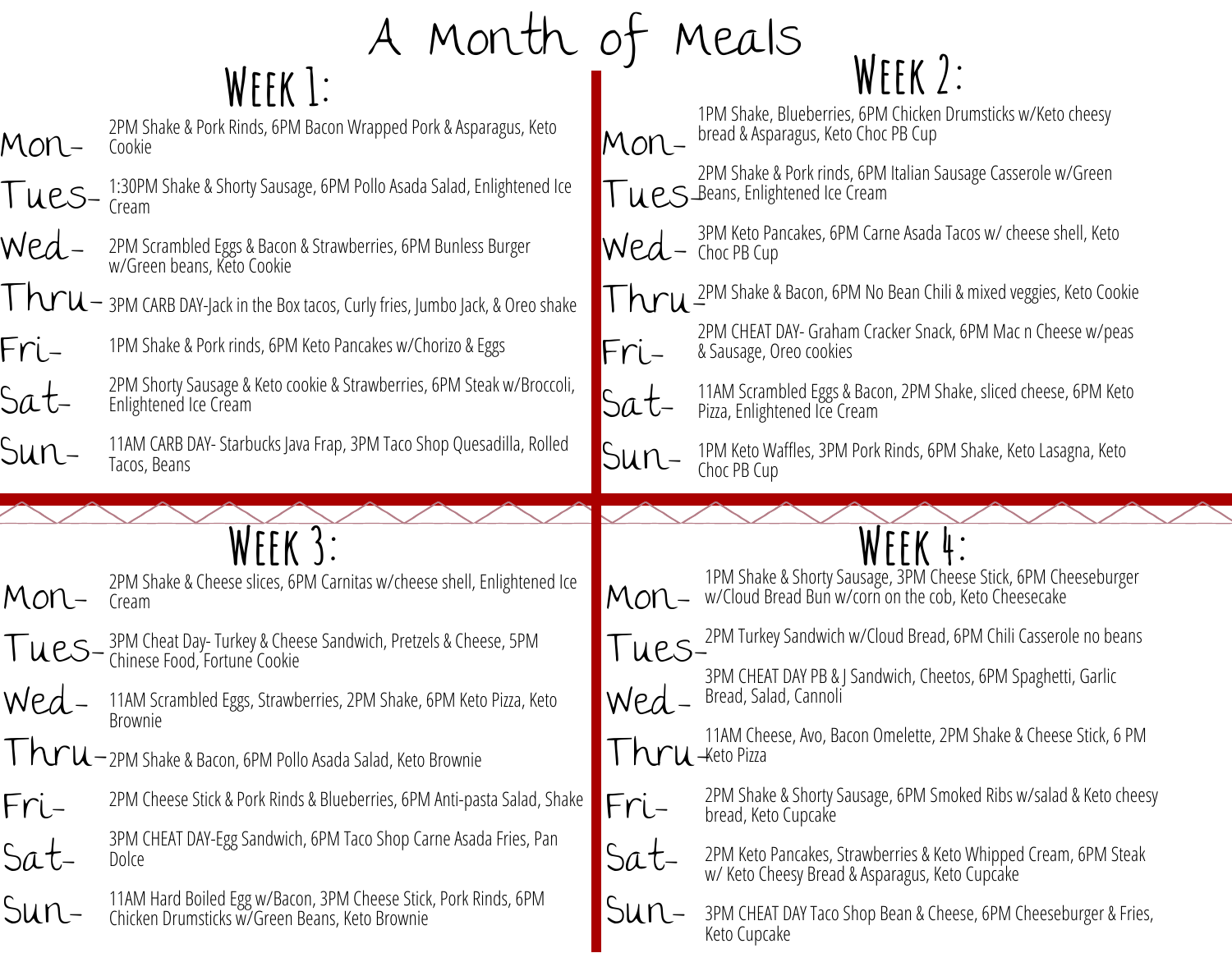# A Month of Meals

## Week 1:

- **Mon-** 2PM Shake & Pork Rinds, 6PM Bacon Wrapped Pork & Asparagus, Keto Cookie
- **Tues-** 1:30PM Shake & Shorty Sausage, 6PM Pollo Asada Salad, Enlightened Ice Cream
- **Wed-** 2PM Scrambled Eggs & Bacon & Strawberries, 6PM Bunless Burger w/Green beans, Keto Cookie
- **Thru-** 3PM CARB DAY-Jack in the Box tacos, Curly fries, Jumbo Jack, & Oreo shake
- **Fri-** 1PM Shake & Pork rinds, 6PM Keto Pancakes w/Chorizo & Eggs
- **Sat-** 2PM Shorty Sausage & Keto cookie & Strawberries, 6PM Steak w/Broccoli, Enlightened Ice Cream
- **Sun-** 11AM CARB DAY- Starbucks Java Frap, 3PM Taco Shop Quesadilla, Rolled Tacos, Beans

## Week 2:

- **Mon-** 1PM Shake, Blueberries, 6PM Chicken Drumsticks w/Keto cheesy bread & Asparagus, Keto Choc PB Cup
- **Tues-** 2PM Shake & Pork rinds, 6PM Italian Sausage Casserole w/Green Beans, Enlightened Ice Cream
- **Wed-** 3PM Keto Pancakes, 6PM Carne Asada Tacos w/ cheese shell, Keto Choc PB Cup
- **Thru-** 2PM Shake & Bacon, 6PM No Bean Chili & mixed veggies, Keto Cookie
- **Fri-** 2PM CHEAT DAY- Graham Cracker Snack, 6PM Mac n Cheese w/peas & Sausage, Oreo cookies
- **Sat-** 11AM Scrambled Eggs & Bacon, 2PM Shake, sliced cheese, 6PM Keto Pizza, Enlightened Ice Cream
- **Sun-** 1PM Keto Waffles, 3PM Pork Rinds, 6PM Shake, Keto Lasagna, Keto Choc PB Cup

## Week 3:

- **Mon-** 2PM Shake & Cheese slices, 6PM Carnitas w/cheese shell, Enlightened Ice Cream
- **Tues-** 3PM Cheat Day- Turkey & Cheese Sandwich, Pretzels & Cheese, 5PM Chinese Food, Fortune Cookie
- **Wed-** 11AM Scrambled Eggs, Strawberries, 2PM Shake, 6PM Keto Pizza, Keto Brownie
- **Thru-** 2PM Shake & Bacon, 6PM Pollo Asada Salad, Keto Brownie
- **Fri-** 2PM Cheese Stick & Pork Rinds & Blueberries, 6PM Anti-pasta Salad, Shake
- **Sat-** 3PM CHEAT DAY-Egg Sandwich, 6PM Taco Shop Carne Asada Fries, Pan Dolce
- **Sun-** 11AM Hard Boiled Egg w/Bacon, 3PM Cheese Stick, Pork Rinds, 6PM Chicken Drumsticks w/Green Beans, Keto Brownie

## Week 4:

- **Mon-** 1PM Shake & Shorty Sausage, 3PM Cheese Stick, 6PM Cheeseburger w/Cloud Bread Bun w/corn on the cob, Keto Cheesecake
- **Tues-** 2PM Turkey Sandwich w/Cloud Bread, 6PM Chili Casserole no beans
- **Wed-** 3PM CHEAT DAY PB & J Sandwich, Cheetos, 6PM Spaghetti, Garlic Bread, Salad, Cannoli
- **Thru-** 11AM Cheese, Avo, Bacon Omelette, 2PM Shake & Cheese Stick, 6 PM Keto Pizza
- **Fri-** 2PM Shake & Shorty Sausage, 6PM Smoked Ribs w/salad & Keto cheesy bread, Keto Cupcake
- **Sat-** 2PM Keto Pancakes, Strawberries & Keto Whipped Cream, 6PM Steak w/ Keto Cheesy Bread & Asparagus, Keto Cupcake
- **Sun-** 3PM CHEAT DAY Taco Shop Bean & Cheese, 6PM Cheeseburger & Fries, Keto Cupcake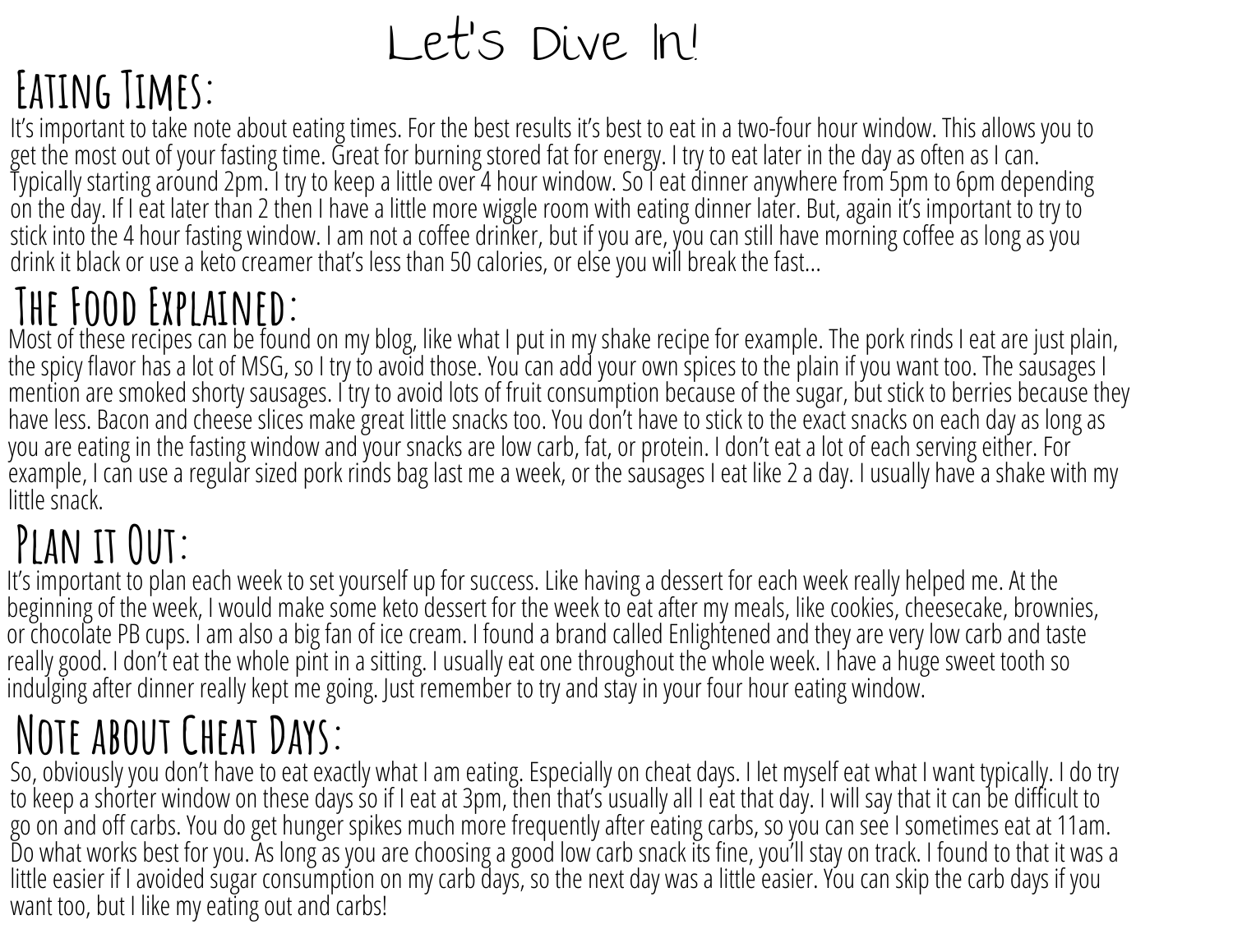# Let's Dive In!

## Eating Times:

It's important to take note about eating times. For the best results it's best to eat in a two-four hour window. This allows you to get the most out of your fasting time. Great for burning stored fat for energy. I try to eat later in the day as often as I can. Typically starting around 2pm. I try to keep a little over 4 hour window. So I eat dinner anywhere from 5pm to 6pm depending on the day. If I eat later than 2 then I have a little more wiggle room with eating dinner later. But, again it's important to try to stick into the 4 hour fasting window. I am not a coffee drinker, but if you are, you can still have morning coffee as long as you drink it black or use a keto creamer that's less than 50 calories, or else you will break the fast...

## The Food Explained:

Most of these recipes can be found on my blog, like what I put in my shake recipe for example. The pork rinds I eat are just plain, the spicy flavor has a lot of MSG, so I try to avoid those. You can add your own spices to the plain if you want too. The sausages I mention are smoked shorty sausages. I try to avoid lots of fruit consumption because of the sugar, but stick to berries because they have less. Bacon and cheese slices make great little snacks too. You don't have to stick to the exact snacks on each day as long as you are eating in the fasting window and your snacks are low carb, fat, or protein. I don't eat a lot of each serving either. For example, I can use a regular sized pork rinds bag last me a week, or the sausages I eat like 2 a day. I usually have a shake with my little snack.

## Plan it Out:

It's important to plan each week to set yourself up for success. Like having a dessert for each week really helped me. At the beginning of the week, I would make some keto dessert for the week to eat after my meals, like cookies, cheesecake, brownies, or chocolate PB cups. I am also a big fan of ice cream. I found a brand called Enlightened and they are very low carb and taste really good. I don't eat the whole pint in a sitting. I usually eat one throughout the whole week. I have a huge sweet tooth so indulging after dinner really kept me going. Just remember to try and stay in your four hour eating window.

## Note about Cheat Days:

So, obviously you don't have to eat exactly what I am eating. Especially on cheat days. I let myself eat what I want typically. I do try to keep a shorter window on these days so if I eat at 3pm, then that's usually all I eat that day. I will say that it can be difficult to go on and off carbs. You do get hunger spikes much more frequently after eating carbs, so you can see I sometimes eat at 11am. Do what works best for you. As long as you are choosing a good low carb snack its fine, you'll stay on track. I found to that it was a little easier if I avoided sugar consumption on my carb days, so the next day was a little easier. You can skip the carb days if you want too, but I like my eating out and carbs!